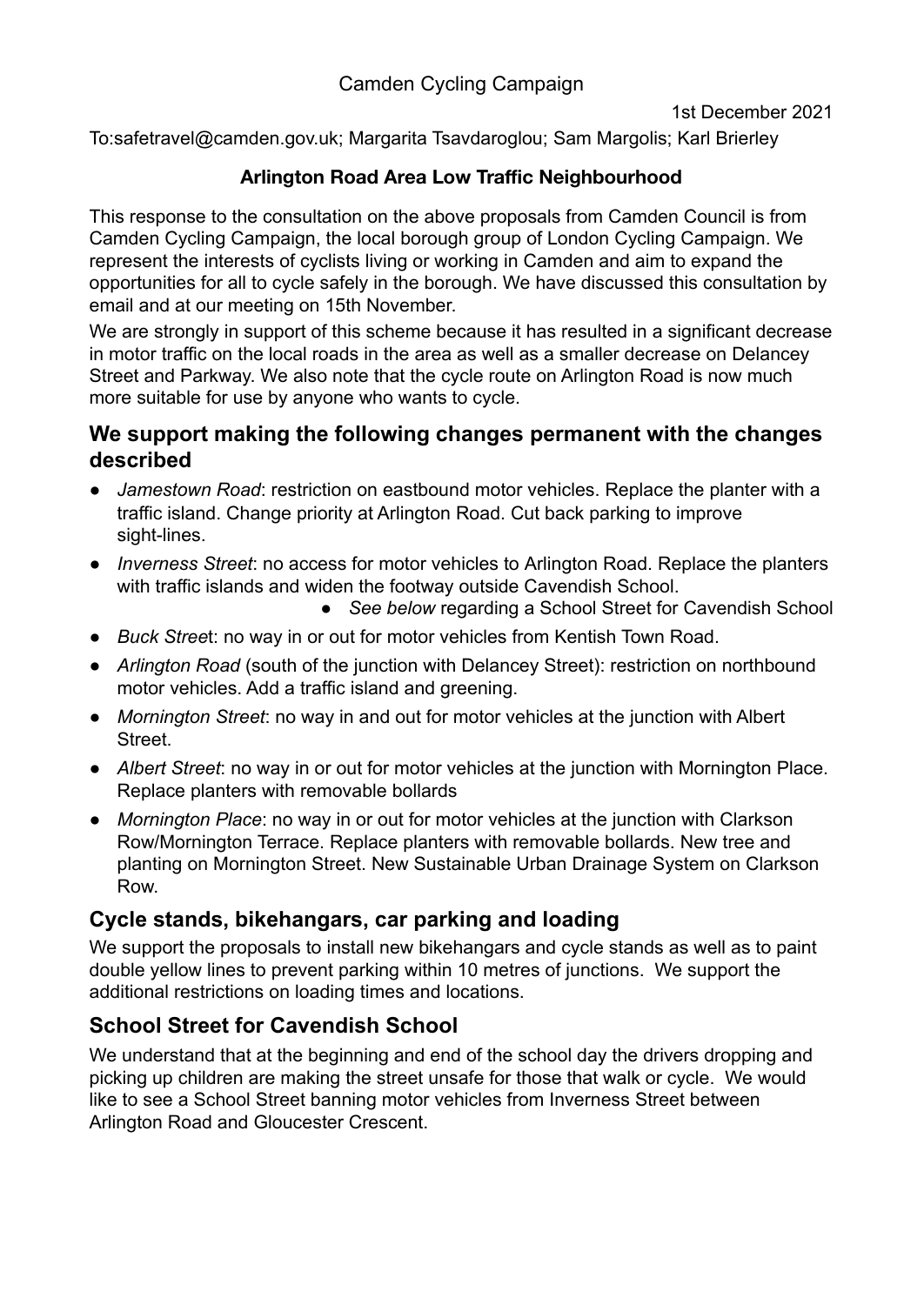Camden Cycling Campaign

1st December 2021

To:safetravel@camden.gov.uk; Margarita Tsavdaroglou; Sam Margolis; Karl Brierley

**Arlington Road Area Low Traffic Neighbourhood**

This response to the consultation on the above proposals from Camden Council is from Camden Cycling Campaign, the local borough group of London Cycling Campaign. We represent the interests of cyclists living or working in Camden and aim to expand the opportunities for all to cycle safely in the borough. We have discussed this consultation by email and at our meeting on 15th November.

We are strongly in support of this scheme because it has resulted in a significant decrease in motor traffic on the local roads in the area as well as a smaller decrease on Delancey Street and Parkway. We also note that the cycle route on Arlington Road is now much more suitable for use by anyone who wants to cycle.

## We support making the following changes permanent with the changes described

- *Jamestown Road*: restriction on eastbound motor vehicles. Replace the planter with a traffic island. Change priority at Arlington Road. Cut back parking to improve sight-lines.
- *Inverness Street*: no access for motor vehicles to Arlington Road. Replace the planters with traffic islands and widen the footway outside Cavendish School.
    - *See below* regarding a School Street for Cavendish School
- *Buck Stree*t: no way in or out for motor vehicles from Kentish Town Road.
- *Arlington Road* (south of the junction with Delancey Street): restriction on northbound motor vehicles. Add a traffic island and greening.
- *Mornington Street*: no way in and out for motor vehicles at the junction with Albert Street.
- *Albert Street*: no way in or out for motor vehicles at the junction with Mornington Place. Replace planters with removable bollards
- *Mornington Place*: no way in or out for motor vehicles at the junction with Clarkson Row/Mornington Terrace. Replace planters with removable bollards. New tree and planting on Mornington Street. New Sustainable Urban Drainage System on Clarkson Row.

## Cycle stands, bikehangars, car parking and loading

We support the proposals to install new bikehangars and cycle stands as well as to paint double yellow lines to prevent parking within 10 metres of junctions. We support the additional restrictions on loading times and locations.

## School Street for Cavendish School

We understand that at the beginning and end of the school day the drivers dropping and picking up children are making the street unsafe for those that walk or cycle. We would like to see a School Street banning motor vehicles from Inverness Street between Arlington Road and Gloucester Crescent.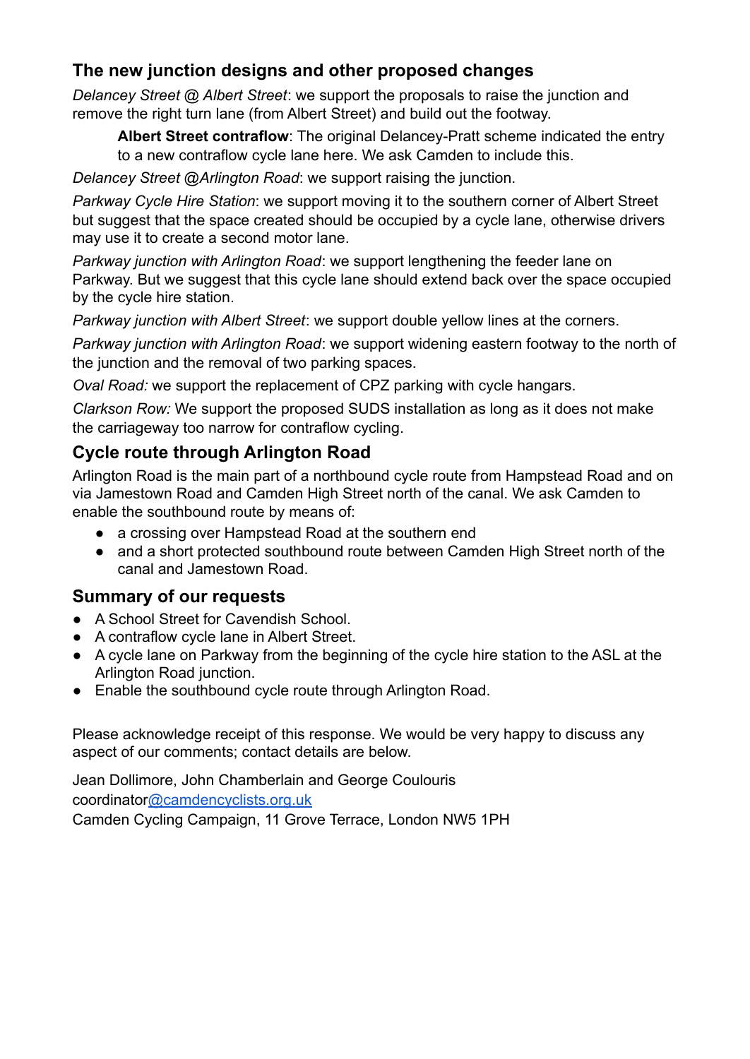## The new junction designs and other proposed changes

*Delancey Street @ Albert Street*: we support the proposals to raise the junction and remove the right turn lane (from Albert Street) and build out the footway.

> **Albert Street contraflow**: The original Delancey-Pratt scheme indicated the entry to a new contraflow cycle lane here. We ask Camden to include this.

*Delancey Street @Arlington Road*: we support raising the junction.

*Parkway Cycle Hire Station*: we support moving it to the southern corner of Albert Street but suggest that the space created should be occupied by a cycle lane, otherwise drivers may use it to create a second motor lane.

*Parkway junction with Arlington Road*: we support lengthening the feeder lane on Parkway. But we suggest that this cycle lane should extend back over the space occupied by the cycle hire station.

*Parkway junction with Albert Street*: we support double yellow lines at the corners.

*Parkway junction with Arlington Road*: we support widening eastern footway to the north of the junction and the removal of two parking spaces.

*Oval Road:* we support the replacement of CPZ parking with cycle hangars.

*Clarkson Row:* We support the proposed SUDS installation as long as it does not make the carriageway too narrow for contraflow cycling.

## Cycle route through Arlington Road

Arlington Road is the main part of a northbound cycle route from Hampstead Road and on via Jamestown Road and Camden High Street north of the canal. We ask Camden to enable the southbound route by means of:

- a crossing over Hampstead Road at the southern end
- and a short protected southbound route between Camden High Street north of the canal and Jamestown Road.

## Summary of our requests

- A School Street for Cavendish School.
- A contraflow cycle lane in Albert Street.
- A cycle lane on Parkway from the beginning of the cycle hire station to the ASL at the Arlington Road junction.
- Enable the southbound cycle route through Arlington Road.

Please acknowledge receipt of this response. We would be very happy to discuss any aspect of our comments; contact details are below.

Jean Dollimore, John Chamberlain and George Coulouris
coordinator@camdencyclists.org.uk
Camden Cycling Campaign, 11 Grove Terrace, London NW5 1PH